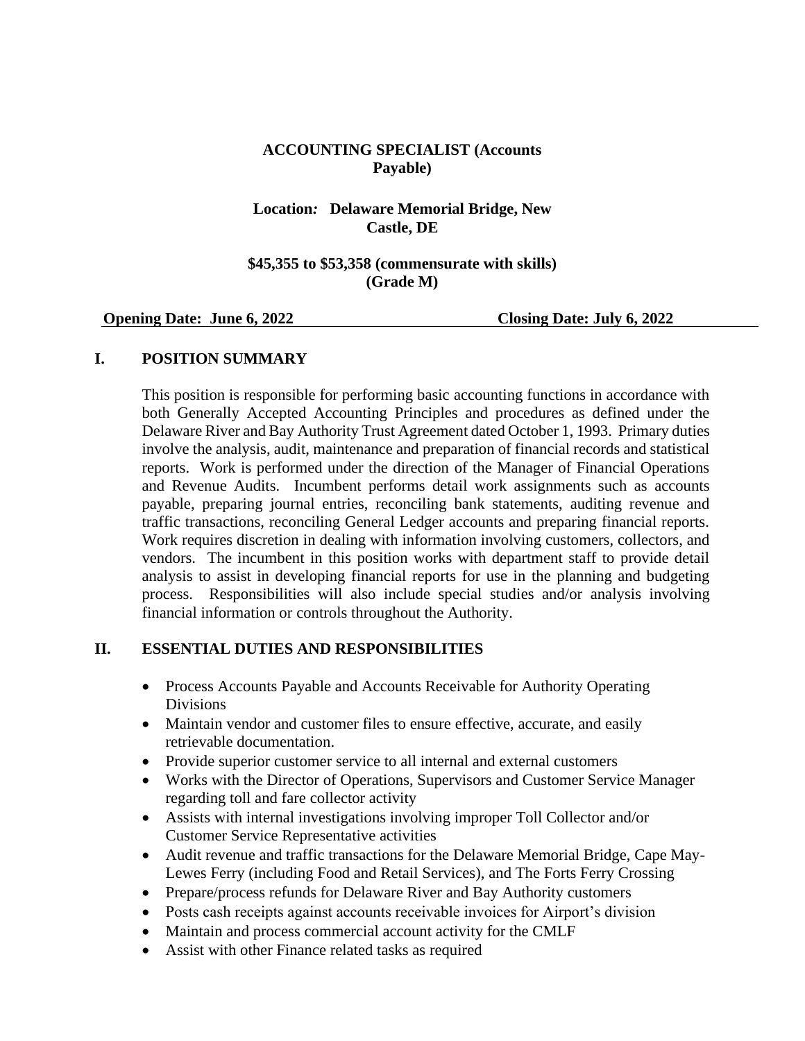**ACCOUNTING SPECIALIST (Accounts Payable)**

**Location: Delaware Memorial Bridge, New Castle, DE**

**$45,355 to $53,358 (commensurate with skills) (Grade M)**

**Opening Date: June 6, 2022** **Closing Date: July 6, 2022**

## I. POSITION SUMMARY

This position is responsible for performing basic accounting functions in accordance with both Generally Accepted Accounting Principles and procedures as defined under the Delaware River and Bay Authority Trust Agreement dated October 1, 1993. Primary duties involve the analysis, audit, maintenance and preparation of financial records and statistical reports. Work is performed under the direction of the Manager of Financial Operations and Revenue Audits. Incumbent performs detail work assignments such as accounts payable, preparing journal entries, reconciling bank statements, auditing revenue and traffic transactions, reconciling General Ledger accounts and preparing financial reports. Work requires discretion in dealing with information involving customers, collectors, and vendors. The incumbent in this position works with department staff to provide detail analysis to assist in developing financial reports for use in the planning and budgeting process. Responsibilities will also include special studies and/or analysis involving financial information or controls throughout the Authority.

## II. ESSENTIAL DUTIES AND RESPONSIBILITIES

- Process Accounts Payable and Accounts Receivable for Authority Operating Divisions
- Maintain vendor and customer files to ensure effective, accurate, and easily retrievable documentation.
- Provide superior customer service to all internal and external customers
- Works with the Director of Operations, Supervisors and Customer Service Manager regarding toll and fare collector activity
- Assists with internal investigations involving improper Toll Collector and/or Customer Service Representative activities
- Audit revenue and traffic transactions for the Delaware Memorial Bridge, Cape May-Lewes Ferry (including Food and Retail Services), and The Forts Ferry Crossing
- Prepare/process refunds for Delaware River and Bay Authority customers
- Posts cash receipts against accounts receivable invoices for Airport's division
- Maintain and process commercial account activity for the CMLF
- Assist with other Finance related tasks as required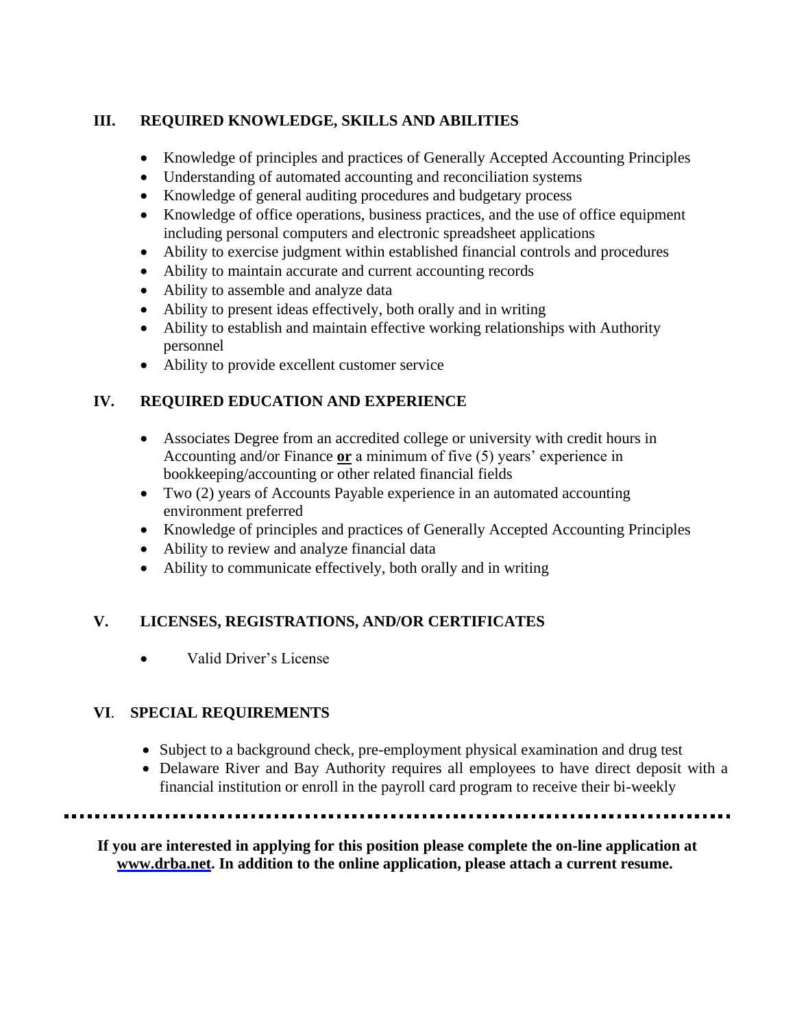## III. REQUIRED KNOWLEDGE, SKILLS AND ABILITIES

- Knowledge of principles and practices of Generally Accepted Accounting Principles
- Understanding of automated accounting and reconciliation systems
- Knowledge of general auditing procedures and budgetary process
- Knowledge of office operations, business practices, and the use of office equipment including personal computers and electronic spreadsheet applications
- Ability to exercise judgment within established financial controls and procedures
- Ability to maintain accurate and current accounting records
- Ability to assemble and analyze data
- Ability to present ideas effectively, both orally and in writing
- Ability to establish and maintain effective working relationships with Authority personnel
- Ability to provide excellent customer service

## IV. REQUIRED EDUCATION AND EXPERIENCE

- Associates Degree from an accredited college or university with credit hours in Accounting and/or Finance **or** a minimum of five (5) years' experience in bookkeeping/accounting or other related financial fields
- Two (2) years of Accounts Payable experience in an automated accounting environment preferred
- Knowledge of principles and practices of Generally Accepted Accounting Principles
- Ability to review and analyze financial data
- Ability to communicate effectively, both orally and in writing

## V. LICENSES, REGISTRATIONS, AND/OR CERTIFICATES

- Valid Driver's License

## VI. SPECIAL REQUIREMENTS

- Subject to a background check, pre-employment physical examination and drug test
- Delaware River and Bay Authority requires all employees to have direct deposit with a financial institution or enroll in the payroll card program to receive their bi-weekly

---

**If you are interested in applying for this position please complete the on-line application at www.drba.net. In addition to the online application, please attach a current resume.**